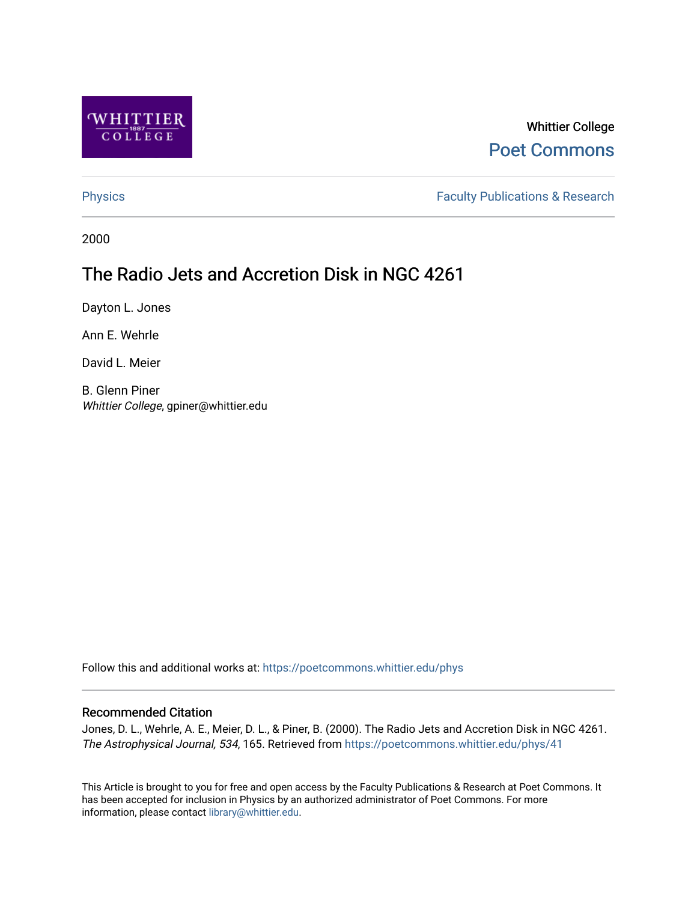Whittier College

Poet Commons

Physics

Faculty Publications & Research

2000

# The Radio Jets and Accretion Disk in NGC 4261

Dayton L. Jones

Ann E. Wehrle

David L. Meier

B. Glenn Piner
*Whittier College*, gpiner@whittier.edu

Follow this and additional works at: https://poetcommons.whittier.edu/phys

## Recommended Citation

Jones, D. L., Wehrle, A. E., Meier, D. L., & Piner, B. (2000). The Radio Jets and Accretion Disk in NGC 4261. *The Astrophysical Journal, 534*, 165. Retrieved from https://poetcommons.whittier.edu/phys/41

This Article is brought to you for free and open access by the Faculty Publications & Research at Poet Commons. It has been accepted for inclusion in Physics by an authorized administrator of Poet Commons. For more information, please contact library@whittier.edu.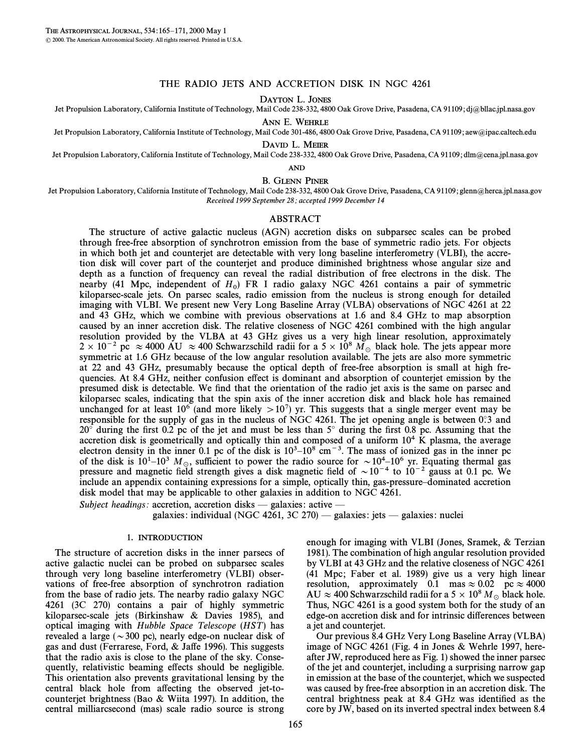# THE RADIO JETS AND ACCRETION DISK IN NGC 4261

DAYTON L. JONES

Jet Propulsion Laboratory, California Institute of Technology, Mail Code 238-332, 4800 Oak Grove Drive, Pasadena, CA 91109; dj@bllac.jpl.nasa.gov

ANN E. WEHRLE

Jet Propulsion Laboratory, California Institute of Technology, Mail Code 301-486, 4800 Oak Grove Drive, Pasadena, CA 91109; aew@ipac.caltech.edu

DAVID L. MEIER

Jet Propulsion Laboratory, California Institute of Technology, Mail Code 238-332, 4800 Oak Grove Drive, Pasadena, CA 91109; dlm@cena.jpl.nasa.gov

AND

B. GLENN PINER

Jet Propulsion Laboratory, California Institute of Technology, Mail Code 238-332, 4800 Oak Grove Drive, Pasadena, CA 91109; glenn@herca.jpl.nasa.gov

*Received 1999 September 28; accepted 1999 December 14*

## ABSTRACT

The structure of active galactic nucleus (AGN) accretion disks on subparsec scales can be probed through free-free absorption of synchrotron emission from the base of symmetric radio jets. For objects in which both jet and counterjet are detectable with very long baseline interferometry (VLBI), the accretion disk will cover part of the counterjet and produce diminished brightness whose angular size and depth as a function of frequency can reveal the radial distribution of free electrons in the disk. The nearby (41 Mpc, independent of $H_0$) FR I radio galaxy NGC 4261 contains a pair of symmetric kiloparsec-scale jets. On parsec scales, radio emission from the nucleus is strong enough for detailed imaging with VLBI. We present new Very Long Baseline Array (VLBA) observations of NGC 4261 at 22 and 43 GHz, which we combine with previous observations at 1.6 and 8.4 GHz to map absorption caused by an inner accretion disk. The relative closeness of NGC 4261 combined with the high angular resolution provided by the VLBA at 43 GHz gives us a very high linear resolution, approximately $2 \times 10^{-2}$ pc $\approx 4000$ AU $\approx 400$ Schwarzschild radii for a $5 \times 10^8$ $M_\odot$ black hole. The jets appear more symmetric at 1.6 GHz because of the low angular resolution available. The jets are also more symmetric at 22 and 43 GHz, presumably because the optical depth of free-free absorption is small at high frequencies. At 8.4 GHz, neither confusion effect is dominant and absorption of counterjet emission by the presumed disk is detectable. We find that the orientation of the radio jet axis is the same on parsec and kiloparsec scales, indicating that the spin axis of the inner accretion disk and black hole has remained unchanged for at least $10^6$ (and more likely $>10^7$) yr. This suggests that a single merger event may be responsible for the supply of gas in the nucleus of NGC 4261. The jet opening angle is between 0°.3 and 20° during the first 0.2 pc of the jet and must be less than 5° during the first 0.8 pc. Assuming that the accretion disk is geometrically and optically thin and composed of a uniform $10^4$ K plasma, the average electron density in the inner 0.1 pc of the disk is $10^3$–$10^8$ cm$^{-3}$. The mass of ionized gas in the inner pc of the disk is $10^1$–$10^3$ $M_\odot$, sufficient to power the radio source for $\sim 10^4$–$10^6$ yr. Equating thermal gas pressure and magnetic field strength gives a disk magnetic field of $\sim 10^{-4}$ to $10^{-2}$ gauss at 0.1 pc. We include an appendix containing expressions for a simple, optically thin, gas-pressure–dominated accretion disk model that may be applicable to other galaxies in addition to NGC 4261.

*Subject headings:* accretion, accretion disks — galaxies: active — galaxies: individual (NGC 4261, 3C 270) — galaxies: jets — galaxies: nuclei

## 1. INTRODUCTION

The structure of accretion disks in the inner parsecs of active galactic nuclei can be probed on subparsec scales through very long baseline interferometry (VLBI) observations of free-free absorption of synchrotron radiation from the base of radio jets. The nearby radio galaxy NGC 4261 (3C 270) contains a pair of highly symmetric kiloparsec-scale jets (Birkinshaw & Davies 1985), and optical imaging with *Hubble Space Telescope* (*HST*) has revealed a large ($\sim 300$ pc), nearly edge-on nuclear disk of gas and dust (Ferrarese, Ford, & Jaffe 1996). This suggests that the radio axis is close to the plane of the sky. Consequently, relativistic beaming effects should be negligible. This orientation also prevents gravitational lensing by the central black hole from affecting the observed jet-to-counterjet brightness (Bao & Wiita 1997). In addition, the central milliarcsecond (mas) scale radio source is strong enough for imaging with VLBI (Jones, Sramek, & Terzian 1981). The combination of high angular resolution provided by VLBI at 43 GHz and the relative closeness of NGC 4261 (41 Mpc; Faber et al. 1989) give us a very high linear resolution, approximately 0.1 mas $\approx 0.02$ pc $\approx 4000$ AU $\approx 400$ Schwarzschild radii for a $5 \times 10^8$ $M_\odot$ black hole. Thus, NGC 4261 is a good system both for the study of an edge-on accretion disk and for intrinsic differences between a jet and counterjet.

Our previous 8.4 GHz Very Long Baseline Array (VLBA) image of NGC 4261 (Fig. 4 in Jones & Wehrle 1997, hereafter JW, reproduced here as Fig. 1) showed the inner parsec of the jet and counterjet, including a surprising narrow gap in emission at the base of the counterjet, which we suspected was caused by free-free absorption in an accretion disk. The central brightness peak at 8.4 GHz was identified as the core by JW, based on its inverted spectral index between 8.4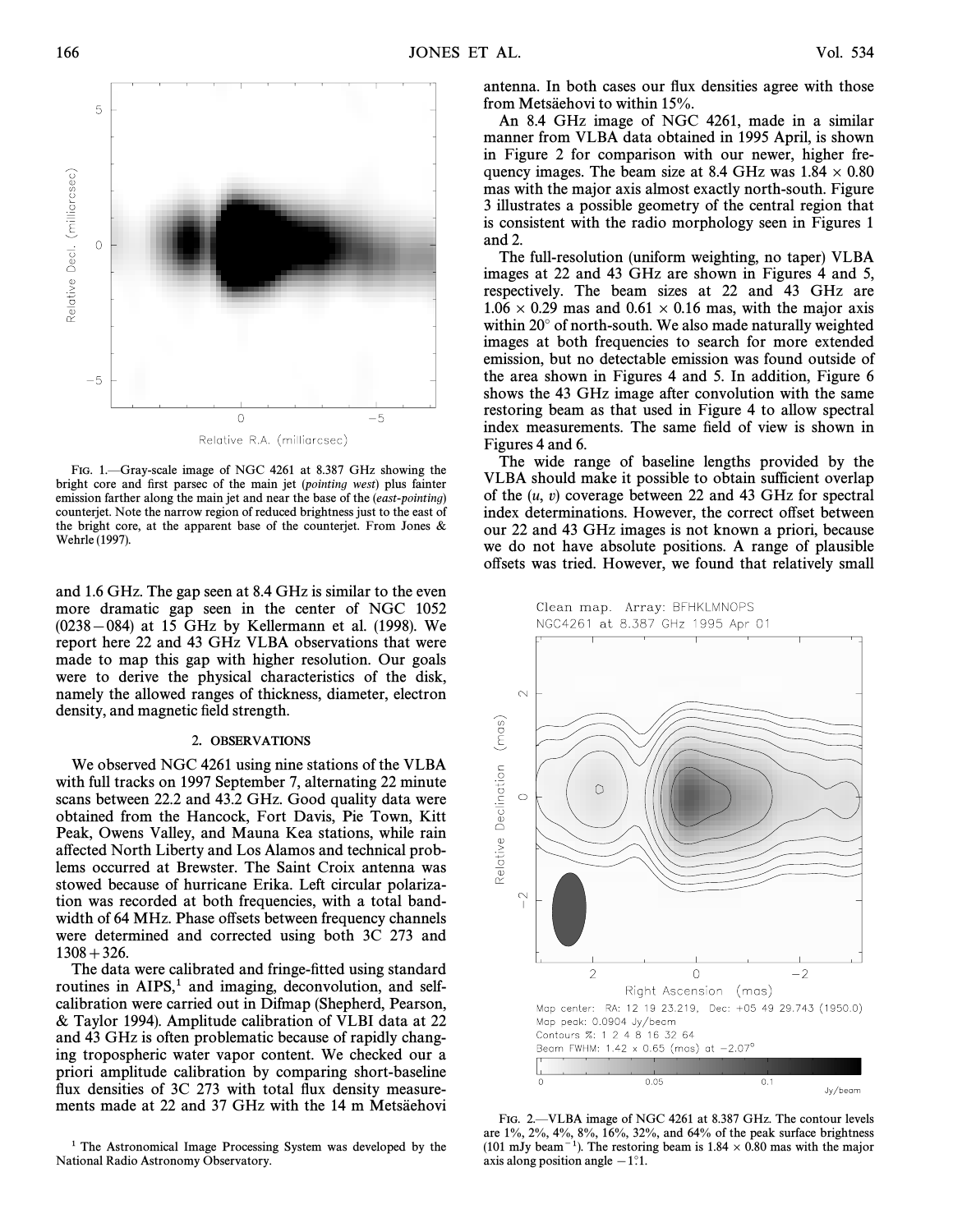FIG. 1.—Gray-scale image of NGC 4261 at 8.387 GHz showing the bright core and first parsec of the main jet (*pointing west*) plus fainter emission farther along the main jet and near the base of the (*east-pointing*) counterjet. Note the narrow region of reduced brightness just to the east of the bright core, at the apparent base of the counterjet. From Jones & Wehrle (1997).

and 1.6 GHz. The gap seen at 8.4 GHz is similar to the even more dramatic gap seen in the center of NGC 1052 (0238−084) at 15 GHz by Kellermann et al. (1998). We report here 22 and 43 GHz VLBA observations that were made to map this gap with higher resolution. Our goals were to derive the physical characteristics of the disk, namely the allowed ranges of thickness, diameter, electron density, and magnetic field strength.

## 2. OBSERVATIONS

We observed NGC 4261 using nine stations of the VLBA with full tracks on 1997 September 7, alternating 22 minute scans between 22.2 and 43.2 GHz. Good quality data were obtained from the Hancock, Fort Davis, Pie Town, Kitt Peak, Owens Valley, and Mauna Kea stations, while rain affected North Liberty and Los Alamos and technical problems occurred at Brewster. The Saint Croix antenna was stowed because of hurricane Erika. Left circular polarization was recorded at both frequencies, with a total bandwidth of 64 MHz. Phase offsets between frequency channels were determined and corrected using both 3C 273 and 1308+326.

The data were calibrated and fringe-fitted using standard routines in AIPS,[1] and imaging, deconvolution, and self-calibration were carried out in Difmap (Shepherd, Pearson, & Taylor 1994). Amplitude calibration of VLBI data at 22 and 43 GHz is often problematic because of rapidly changing tropospheric water vapor content. We checked our a priori amplitude calibration by comparing short-baseline flux densities of 3C 273 with total flux density measurements made at 22 and 37 GHz with the 14 m Metsäehovi antenna. In both cases our flux densities agree with those from Metsäehovi to within 15%.

An 8.4 GHz image of NGC 4261, made in a similar manner from VLBA data obtained in 1995 April, is shown in Figure 2 for comparison with our newer, higher frequency images. The beam size at 8.4 GHz was 1.84 × 0.80 mas with the major axis almost exactly north-south. Figure 3 illustrates a possible geometry of the central region that is consistent with the radio morphology seen in Figures 1 and 2.

The full-resolution (uniform weighting, no taper) VLBA images at 22 and 43 GHz are shown in Figures 4 and 5, respectively. The beam sizes at 22 and 43 GHz are 1.06 × 0.29 mas and 0.61 × 0.16 mas, with the major axis within 20° of north-south. We also made naturally weighted images at both frequencies to search for more extended emission, but no detectable emission was found outside of the area shown in Figures 4 and 5. In addition, Figure 6 shows the 43 GHz image after convolution with the same restoring beam as that used in Figure 4 to allow spectral index measurements. The same field of view is shown in Figures 4 and 6.

The wide range of baseline lengths provided by the VLBA should make it possible to obtain sufficient overlap of the $(u, v)$ coverage between 22 and 43 GHz for spectral index determinations. However, the correct offset between our 22 and 43 GHz images is not known a priori, because we do not have absolute positions. A range of plausible offsets was tried. However, we found that relatively small

FIG. 2.—VLBA image of NGC 4261 at 8.387 GHz. The contour levels are 1%, 2%, 4%, 8%, 16%, 32%, and 64% of the peak surface brightness (101 mJy beam$^{-1}$). The restoring beam is 1.84 × 0.80 mas with the major axis along position angle −1°.1.

[1] The Astronomical Image Processing System was developed by the National Radio Astronomy Observatory.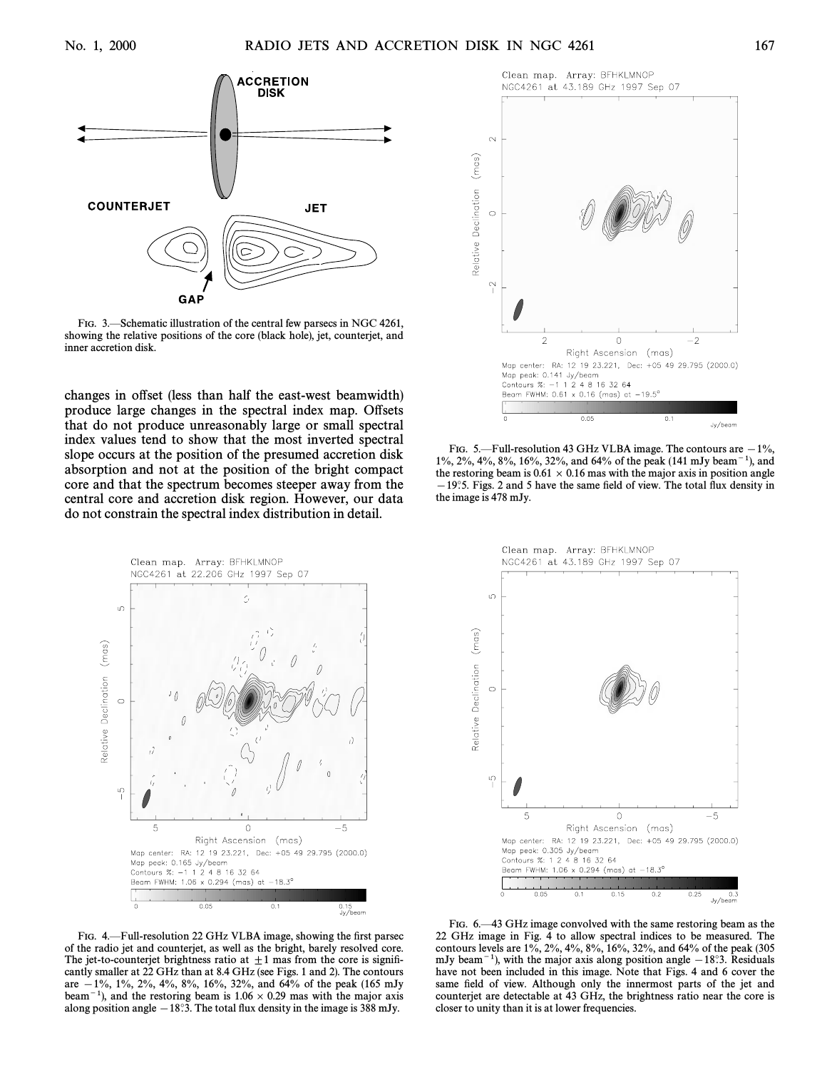FIG. 3.—Schematic illustration of the central few parsecs in NGC 4261, showing the relative positions of the core (black hole), jet, counterjet, and inner accretion disk.

changes in offset (less than half the east-west beamwidth) produce large changes in the spectral index map. Offsets that do not produce unreasonably large or small spectral index values tend to show that the most inverted spectral slope occurs at the position of the presumed accretion disk absorption and not at the position of the bright compact core and that the spectrum becomes steeper away from the central core and accretion disk region. However, our data do not constrain the spectral index distribution in detail.

FIG. 5.—Full-resolution 43 GHz VLBA image. The contours are −1%, 1%, 2%, 4%, 8%, 16%, 32%, and 64% of the peak (141 mJy beam$^{-1}$), and the restoring beam is 0.61 × 0.16 mas with the major axis in position angle −19°.5. Figs. 2 and 5 have the same field of view. The total flux density in the image is 478 mJy.

FIG. 4.—Full-resolution 22 GHz VLBA image, showing the first parsec of the radio jet and counterjet, as well as the bright, barely resolved core. The jet-to-counterjet brightness ratio at ±1 mas from the core is significantly smaller at 22 GHz than at 8.4 GHz (see Figs. 1 and 2). The contours are −1%, 1%, 2%, 4%, 8%, 16%, 32%, and 64% of the peak (165 mJy beam$^{-1}$), and the restoring beam is 1.06 × 0.29 mas with the major axis along position angle −18°.3. The total flux density in the image is 388 mJy.

FIG. 6.—43 GHz image convolved with the same restoring beam as the 22 GHz image in Fig. 4 to allow spectral indices to be measured. The contours levels are 1%, 2%, 4%, 8%, 16%, 32%, and 64% of the peak (305 mJy beam$^{-1}$), with the major axis along position angle −18°.3. Residuals have not been included in this image. Note that Figs. 4 and 6 cover the same field of view. Although only the innermost parts of the jet and counterjet are detectable at 43 GHz, the brightness ratio near the core is closer to unity than it is at lower frequencies.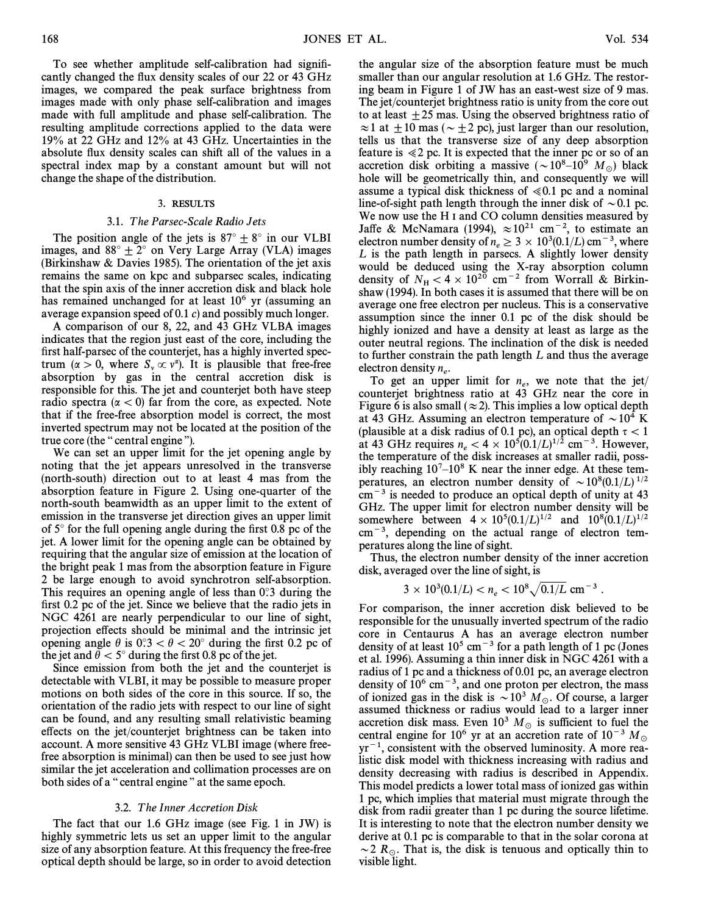To see whether amplitude self-calibration had significantly changed the flux density scales of our 22 or 43 GHz images, we compared the peak surface brightness from images made with only phase self-calibration and images made with full amplitude and phase self-calibration. The resulting amplitude corrections applied to the data were 19% at 22 GHz and 12% at 43 GHz. Uncertainties in the absolute flux density scales can shift all of the values in a spectral index map by a constant amount but will not change the shape of the distribution.

## 3. RESULTS

### 3.1. *The Parsec-Scale Radio Jets*

The position angle of the jets is $87° \pm 8°$ in our VLBI images, and $88° \pm 2°$ on Very Large Array (VLA) images (Birkinshaw & Davies 1985). The orientation of the jet axis remains the same on kpc and subparsec scales, indicating that the spin axis of the inner accretion disk and black hole has remained unchanged for at least $10^6$ yr (assuming an average expansion speed of 0.1 $c$) and possibly much longer.

A comparison of our 8, 22, and 43 GHz VLBA images indicates that the region just east of the core, including the first half-parsec of the counterjet, has a highly inverted spectrum ($\alpha > 0$, where $S_\nu \propto \nu^\alpha$). It is plausible that free-free absorption by gas in the central accretion disk is responsible for this. The jet and counterjet both have steep radio spectra ($\alpha < 0$) far from the core, as expected. Note that if the free-free absorption model is correct, the most inverted spectrum may not be located at the position of the true core (the "central engine").

We can set an upper limit for the jet opening angle by noting that the jet appears unresolved in the transverse (north-south) direction out to at least 4 mas from the absorption feature in Figure 2. Using one-quarter of the north-south beamwidth as an upper limit to the extent of emission in the transverse jet direction gives an upper limit of 5° for the full opening angle during the first 0.8 pc of the jet. A lower limit for the opening angle can be obtained by requiring that the angular size of emission at the location of the bright peak 1 mas from the absorption feature in Figure 2 be large enough to avoid synchrotron self-absorption. This requires an opening angle of less than 0°.3 during the first 0.2 pc of the jet. Since we believe that the radio jets in NGC 4261 are nearly perpendicular to our line of sight, projection effects should be minimal and the intrinsic jet opening angle $\theta$ is $0°.3 < \theta < 20°$ during the first 0.2 pc of the jet and $\theta < 5°$ during the first 0.8 pc of the jet.

Since emission from both the jet and the counterjet is detectable with VLBI, it may be possible to measure proper motions on both sides of the core in this source. If so, the orientation of the radio jets with respect to our line of sight can be found, and any resulting small relativistic beaming effects on the jet/counterjet brightness can be taken into account. A more sensitive 43 GHz VLBI image (where free-free absorption is minimal) can then be used to see just how similar the jet acceleration and collimation processes are on both sides of a "central engine" at the same epoch.

### 3.2. *The Inner Accretion Disk*

The fact that our 1.6 GHz image (see Fig. 1 in JW) is highly symmetric lets us set an upper limit to the angular size of any absorption feature. At this frequency the free-free optical depth should be large, so in order to avoid detection the angular size of the absorption feature must be much smaller than our angular resolution at 1.6 GHz. The restoring beam in Figure 1 of JW has an east-west size of 9 mas. The jet/counterjet brightness ratio is unity from the core out to at least $\pm 25$ mas. Using the observed brightness ratio of $\approx 1$ at $\pm 10$ mas ($\sim \pm 2$ pc), just larger than our resolution, tells us that the transverse size of any deep absorption feature is $\ll 2$ pc. It is expected that the inner pc or so of an accretion disk orbiting a massive ($\sim 10^8$–$10^9$ $M_\odot$) black hole will be geometrically thin, and consequently we will assume a typical disk thickness of $\ll 0.1$ pc and a nominal line-of-sight path length through the inner disk of $\sim 0.1$ pc. We now use the H I and CO column densities measured by Jaffe & McNamara (1994), $\approx 10^{21}$ cm$^{-2}$, to estimate an electron number density of $n_e \geq 3 \times 10^3(0.1/L)$ cm$^{-3}$, where $L$ is the path length in parsecs. A slightly lower density would be deduced using the X-ray absorption column density of $N_H < 4 \times 10^{20}$ cm$^{-2}$ from Worrall & Birkinshaw (1994). In both cases it is assumed that there will be on average one free electron per nucleus. This is a conservative assumption since the inner 0.1 pc of the disk should be highly ionized and have a density at least as large as the outer neutral regions. The inclination of the disk is needed to further constrain the path length $L$ and thus the average electron density $n_e$.

To get an upper limit for $n_e$, we note that the jet/counterjet brightness ratio at 43 GHz near the core in Figure 6 is also small ($\approx 2$). This implies a low optical depth at 43 GHz. Assuming an electron temperature of $\sim 10^4$ K (plausible at a disk radius of 0.1 pc), an optical depth $\tau < 1$ at 43 GHz requires $n_e < 4 \times 10^5(0.1/L)^{1/2}$ cm$^{-3}$. However, the temperature of the disk increases at smaller radii, possibly reaching $10^7$–$10^8$ K near the inner edge. At these temperatures, an electron number density of $\sim 10^8(0.1/L)^{1/2}$ cm$^{-3}$ is needed to produce an optical depth of unity at 43 GHz. The upper limit for electron number density will be somewhere between $4 \times 10^5(0.1/L)^{1/2}$ and $10^8(0.1/L)^{1/2}$ cm$^{-3}$, depending on the actual range of electron temperatures along the line of sight.

Thus, the electron number density of the inner accretion disk, averaged over the line of sight, is

$$3 \times 10^3(0.1/L) < n_e < 10^8\sqrt{0.1/L}\ \text{cm}^{-3}\ .$$

For comparison, the inner accretion disk believed to be responsible for the unusually inverted spectrum of the radio core in Centaurus A has an average electron number density of at least $10^5$ cm$^{-3}$ for a path length of 1 pc (Jones et al. 1996). Assuming a thin inner disk in NGC 4261 with a radius of 1 pc and a thickness of 0.01 pc, an average electron density of $10^6$ cm$^{-3}$, and one proton per electron, the mass of ionized gas in the disk is $\sim 10^3$ $M_\odot$. Of course, a larger assumed thickness or radius would lead to a larger inner accretion disk mass. Even $10^3$ $M_\odot$ is sufficient to fuel the central engine for $10^6$ yr at an accretion rate of $10^{-3}$ $M_\odot$ yr$^{-1}$, consistent with the observed luminosity. A more realistic disk model with thickness increasing with radius and density decreasing with radius is described in Appendix. This model predicts a lower total mass of ionized gas within 1 pc, which implies that material must migrate through the disk from radii greater than 1 pc during the source lifetime. It is interesting to note that the electron number density we derive at 0.1 pc is comparable to that in the solar corona at $\sim 2$ $R_\odot$. That is, the disk is tenuous and optically thin to visible light.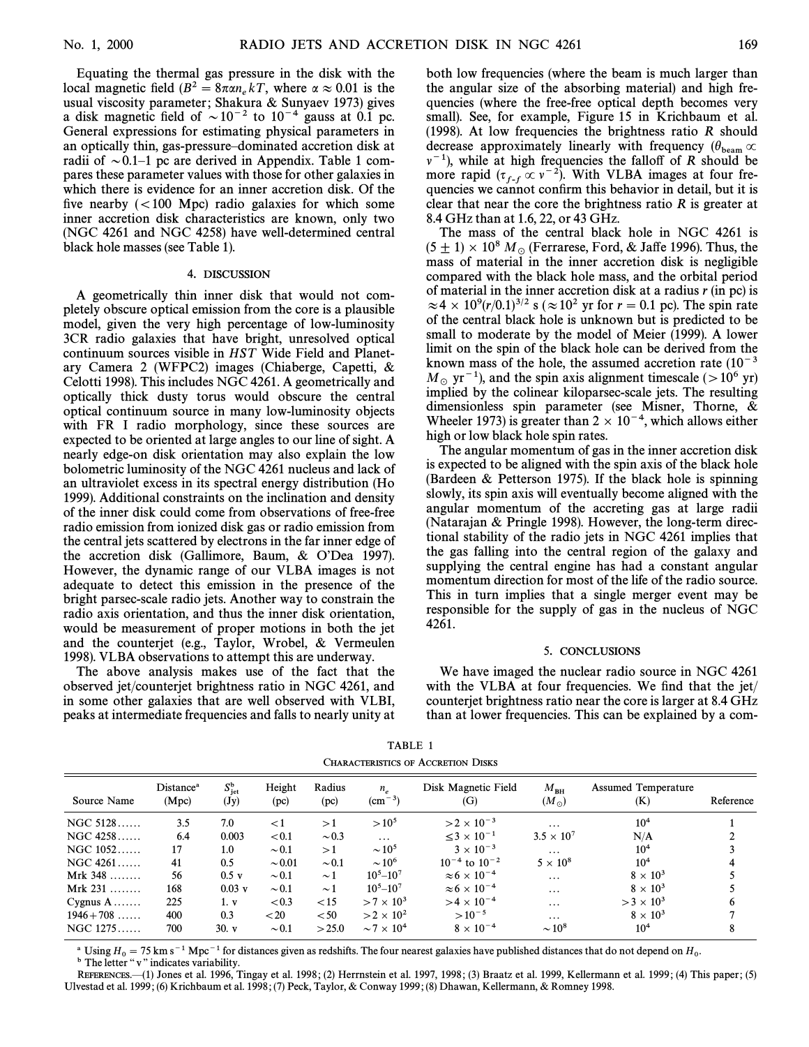Equating the thermal gas pressure in the disk with the local magnetic field ($B^2 = 8\pi\alpha n_e kT$, where $\alpha \approx 0.01$ is the usual viscosity parameter; Shakura & Sunyaev 1973) gives a disk magnetic field of $\sim 10^{-2}$ to $10^{-4}$ gauss at 0.1 pc. General expressions for estimating physical parameters in an optically thin, gas-pressure–dominated accretion disk at radii of $\sim$0.1–1 pc are derived in Appendix. Table 1 compares these parameter values with those for other galaxies in which there is evidence for an inner accretion disk. Of the five nearby (<100 Mpc) radio galaxies for which some inner accretion disk characteristics are known, only two (NGC 4261 and NGC 4258) have well-determined central black hole masses (see Table 1).

## 4. DISCUSSION

A geometrically thin inner disk that would not completely obscure optical emission from the core is a plausible model, given the very high percentage of low-luminosity 3CR radio galaxies that have bright, unresolved optical continuum sources visible in *HST* Wide Field and Planetary Camera 2 (WFPC2) images (Chiaberge, Capetti, & Celotti 1998). This includes NGC 4261. A geometrically and optically thick dusty torus would obscure the central optical continuum source in many low-luminosity objects with FR I radio morphology, since these sources are expected to be oriented at large angles to our line of sight. A nearly edge-on disk orientation may also explain the low bolometric luminosity of the NGC 4261 nucleus and lack of an ultraviolet excess in its spectral energy distribution (Ho 1999). Additional constraints on the inclination and density of the inner disk could come from observations of free-free radio emission from ionized disk gas or radio emission from the central jets scattered by electrons in the far inner edge of the accretion disk (Gallimore, Baum, & O'Dea 1997). However, the dynamic range of our VLBA images is not adequate to detect this emission in the presence of the bright parsec-scale radio jets. Another way to constrain the radio axis orientation, and thus the inner disk orientation, would be measurement of proper motions in both the jet and the counterjet (e.g., Taylor, Wrobel, & Vermeulen 1998). VLBA observations to attempt this are underway.

The above analysis makes use of the fact that the observed jet/counterjet brightness ratio in NGC 4261, and in some other galaxies that are well observed with VLBI, peaks at intermediate frequencies and falls to nearly unity at both low frequencies (where the beam is much larger than the angular size of the absorbing material) and high frequencies (where the free-free optical depth becomes very small). See, for example, Figure 15 in Krichbaum et al. (1998). At low frequencies the brightness ratio $R$ should decrease approximately linearly with frequency ($\theta_{\rm beam} \propto \nu^{-1}$), while at high frequencies the falloff of $R$ should be more rapid ($\tau_{f\text{-}f} \propto \nu^{-2}$). With VLBA images at four frequencies we cannot confirm this behavior in detail, but it is clear that near the core the brightness ratio $R$ is greater at 8.4 GHz than at 1.6, 22, or 43 GHz.

The mass of the central black hole in NGC 4261 is $(5 \pm 1) \times 10^8\ M_\odot$ (Ferrarese, Ford, & Jaffe 1996). Thus, the mass of material in the inner accretion disk is negligible compared with the black hole mass, and the orbital period of material in the inner accretion disk at a radius $r$ (in pc) is $\approx 4 \times 10^9 (r/0.1)^{3/2}$ s ($\approx 10^2$ yr for $r = 0.1$ pc). The spin rate of the central black hole is unknown but is predicted to be small to moderate by the model of Meier (1999). A lower limit on the spin of the black hole can be derived from the known mass of the hole, the assumed accretion rate ($10^{-3}\ M_\odot\ {\rm yr}^{-1}$), and the spin axis alignment timescale ($>10^6$ yr) implied by the colinear kiloparsec-scale jets. The resulting dimensionless spin parameter (see Misner, Thorne, & Wheeler 1973) is greater than $2 \times 10^{-4}$, which allows either high or low black hole spin rates.

The angular momentum of gas in the inner accretion disk is expected to be aligned with the spin axis of the black hole (Bardeen & Petterson 1975). If the black hole is spinning slowly, its spin axis will eventually become aligned with the angular momentum of the accreting gas at large radii (Natarajan & Pringle 1998). However, the long-term directional stability of the radio jets in NGC 4261 implies that the gas falling into the central region of the galaxy and supplying the central engine has had a constant angular momentum direction for most of the life of the radio source. This in turn implies that a single merger event may be responsible for the supply of gas in the nucleus of NGC 4261.

## 5. CONCLUSIONS

We have imaged the nuclear radio source in NGC 4261 with the VLBA at four frequencies. We find that the jet/counterjet brightness ratio near the core is larger at 8.4 GHz than at lower frequencies. This can be explained by a com-

TABLE 1

CHARACTERISTICS OF ACCRETION DISKS

| Source Name | Distance[a] (Mpc) | $S_{\rm jet}^{\rm b}$ (Jy) | Height (pc) | Radius (pc) | $n_e$ (cm$^{-3}$) | Disk Magnetic Field (G) | $M_{\rm BH}$ ($M_\odot$) | Assumed Temperature (K) | Reference |
|---|---|---|---|---|---|---|---|---|---|
| NGC 5128 | 3.5 | 7.0 | <1 | >1 | $>10^5$ | $>2 \times 10^{-3}$ | ... | $10^4$ | 1 |
| NGC 4258 | 6.4 | 0.003 | <0.1 | ~0.3 | ... | $\leq 3 \times 10^{-1}$ | $3.5 \times 10^7$ | N/A | 2 |
| NGC 1052 | 17 | 1.0 | ~0.1 | >1 | $\sim 10^5$ | $3 \times 10^{-3}$ | ... | $10^4$ | 3 |
| NGC 4261 | 41 | 0.5 | ~0.01 | ~0.1 | $\sim 10^6$ | $10^{-4}$ to $10^{-2}$ | $5 \times 10^8$ | $10^4$ | 4 |
| Mrk 348 | 56 | 0.5 v | ~0.1 | ~1 | $10^5$–$10^7$ | $\approx 6 \times 10^{-4}$ | ... | $8 \times 10^3$ | 5 |
| Mrk 231 | 168 | 0.03 v | ~0.1 | ~1 | $10^5$–$10^7$ | $\approx 6 \times 10^{-4}$ | ... | $8 \times 10^3$ | 5 |
| Cygnus A | 225 | 1. v | <0.3 | <15 | $>7 \times 10^3$ | $>4 \times 10^{-4}$ | ... | $>3 \times 10^3$ | 6 |
| 1946+708 | 400 | 0.3 | <20 | <50 | $>2 \times 10^2$ | $>10^{-5}$ | ... | $8 \times 10^3$ | 7 |
| NGC 1275 | 700 | 30. v | ~0.1 | >25.0 | $\sim 7 \times 10^4$ | $8 \times 10^{-4}$ | $\sim 10^8$ | $10^4$ | 8 |

[a] Using $H_0 = 75$ km s$^{-1}$ Mpc$^{-1}$ for distances given as redshifts. The four nearest galaxies have published distances that do not depend on $H_0$.

[b] The letter "v" indicates variability.

REFERENCES.—(1) Jones et al. 1996, Tingay et al. 1998; (2) Herrnstein et al. 1997, 1998; (3) Braatz et al. 1999, Kellermann et al. 1999; (4) This paper; (5) Ulvestad et al. 1999; (6) Krichbaum et al. 1998; (7) Peck, Taylor, & Conway 1999; (8) Dhawan, Kellermann, & Romney 1998.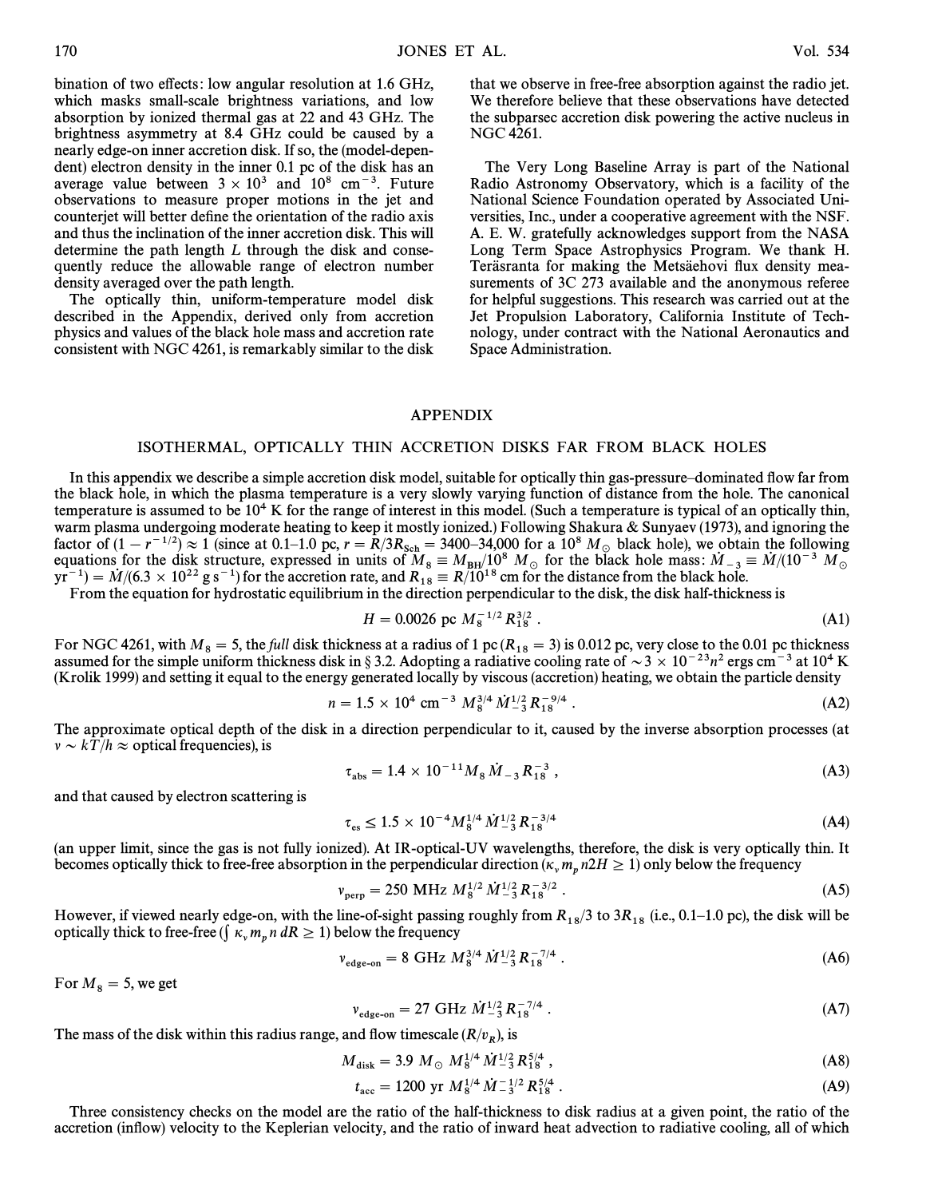bination of two effects: low angular resolution at 1.6 GHz, which masks small-scale brightness variations, and low absorption by ionized thermal gas at 22 and 43 GHz. The brightness asymmetry at 8.4 GHz could be caused by a nearly edge-on inner accretion disk. If so, the (model-dependent) electron density in the inner 0.1 pc of the disk has an average value between $3 \times 10^3$ and $10^8$ cm$^{-3}$. Future observations to measure proper motions in the jet and counterjet will better define the orientation of the radio axis and thus the inclination of the inner accretion disk. This will determine the path length $L$ through the disk and consequently reduce the allowable range of electron number density averaged over the path length.

The optically thin, uniform-temperature model disk described in the Appendix, derived only from accretion physics and values of the black hole mass and accretion rate consistent with NGC 4261, is remarkably similar to the disk that we observe in free-free absorption against the radio jet. We therefore believe that these observations have detected the subparsec accretion disk powering the active nucleus in NGC 4261.

The Very Long Baseline Array is part of the National Radio Astronomy Observatory, which is a facility of the National Science Foundation operated by Associated Universities, Inc., under a cooperative agreement with the NSF. A. E. W. gratefully acknowledges support from the NASA Long Term Space Astrophysics Program. We thank H. Teräsranta for making the Metsähovi flux density measurements of 3C 273 available and the anonymous referee for helpful suggestions. This research was carried out at the Jet Propulsion Laboratory, California Institute of Technology, under contract with the National Aeronautics and Space Administration.

## APPENDIX

### ISOTHERMAL, OPTICALLY THIN ACCRETION DISKS FAR FROM BLACK HOLES

In this appendix we describe a simple accretion disk model, suitable for optically thin gas-pressure–dominated flow far from the black hole, in which the plasma temperature is a very slowly varying function of distance from the hole. The canonical temperature is assumed to be $10^4$ K for the range of interest in this model. (Such a temperature is typical of an optically thin, warm plasma undergoing moderate heating to keep it mostly ionized.) Following Shakura & Sunyaev (1973), and ignoring the factor of $(1 - r^{-1/2}) \approx 1$ (since at 0.1–1.0 pc, $r = R/3R_{\rm Sch} = 3400$–$34{,}000$ for a $10^8\ M_\odot$ black hole), we obtain the following equations for the disk structure, expressed in units of $M_8 \equiv M_{\rm BH}/10^8\ M_\odot$ for the black hole mass: $\dot{M}_{-3} \equiv \dot{M}/(10^{-3}\ M_\odot\ {\rm yr}^{-1}) = \dot{M}/(6.3 \times 10^{22}\ {\rm g\ s}^{-1})$ for the accretion rate, and $R_{18} \equiv R/10^{18}$ cm for the distance from the black hole.

From the equation for hydrostatic equilibrium in the direction perpendicular to the disk, the disk half-thickness is

$$H = 0.0026\ {\rm pc}\ M_8^{-1/2} R_{18}^{3/2}\ . \tag{A1}$$

For NGC 4261, with $M_8 = 5$, the *full* disk thickness at a radius of 1 pc ($R_{18} = 3$) is 0.012 pc, very close to the 0.01 pc thickness assumed for the simple uniform thickness disk in § 3.2. Adopting a radiative cooling rate of $\sim 3 \times 10^{-23} n^2$ ergs cm$^{-3}$ at $10^4$ K (Krolik 1999) and setting it equal to the energy generated locally by viscous (accretion) heating, we obtain the particle density

$$n = 1.5 \times 10^4\ {\rm cm}^{-3}\ M_8^{3/4} \dot{M}_{-3}^{1/2} R_{18}^{-9/4}\ . \tag{A2}$$

The approximate optical depth of the disk in a direction perpendicular to it, caused by the inverse absorption processes (at $\nu \sim kT/h \approx$ optical frequencies), is

$$\tau_{\rm abs} = 1.4 \times 10^{-11} M_8 \dot{M}_{-3} R_{18}^{-3}\ , \tag{A3}$$

and that caused by electron scattering is

$$\tau_{\rm es} \lesssim 1.5 \times 10^{-4} M_8^{1/4} \dot{M}_{-3}^{1/2} R_{18}^{-3/4} \tag{A4}$$

(an upper limit, since the gas is not fully ionized). At IR-optical-UV wavelengths, therefore, the disk is very optically thin. It becomes optically thick to free-free absorption in the perpendicular direction ($\kappa_\nu m_p n 2H \geq 1$) only below the frequency

$$\nu_{\rm perp} = 250\ {\rm MHz}\ M_8^{1/2} \dot{M}_{-3}^{1/2} R_{18}^{-3/2}\ . \tag{A5}$$

However, if viewed nearly edge-on, with the line-of-sight passing roughly from $R_{18}/3$ to $3R_{18}$ (i.e., 0.1–1.0 pc), the disk will be optically thick to free-free ($\int \kappa_\nu m_p n\, dR \geq 1$) below the frequency

$$\nu_{\rm edge\text{-}on} = 8\ {\rm GHz}\ M_8^{3/4} \dot{M}_{-3}^{1/2} R_{18}^{-7/4}\ . \tag{A6}$$

For $M_8 = 5$, we get

$$\nu_{\rm edge\text{-}on} = 27\ {\rm GHz}\ \dot{M}_{-3}^{1/2} R_{18}^{-7/4}\ . \tag{A7}$$

The mass of the disk within this radius range, and flow timescale ($R/v_R$), is

$$M_{\rm disk} = 3.9\ M_\odot\ M_8^{1/4} \dot{M}_{-3}^{1/2} R_{18}^{5/4}\ , \tag{A8}$$

$$t_{\rm acc} = 1200\ {\rm yr}\ M_8^{1/4} \dot{M}_{-3}^{-1/2} R_{18}^{5/4}\ . \tag{A9}$$

Three consistency checks on the model are the ratio of the half-thickness to disk radius at a given point, the ratio of the accretion (inflow) velocity to the Keplerian velocity, and the ratio of inward heat advection to radiative cooling, all of which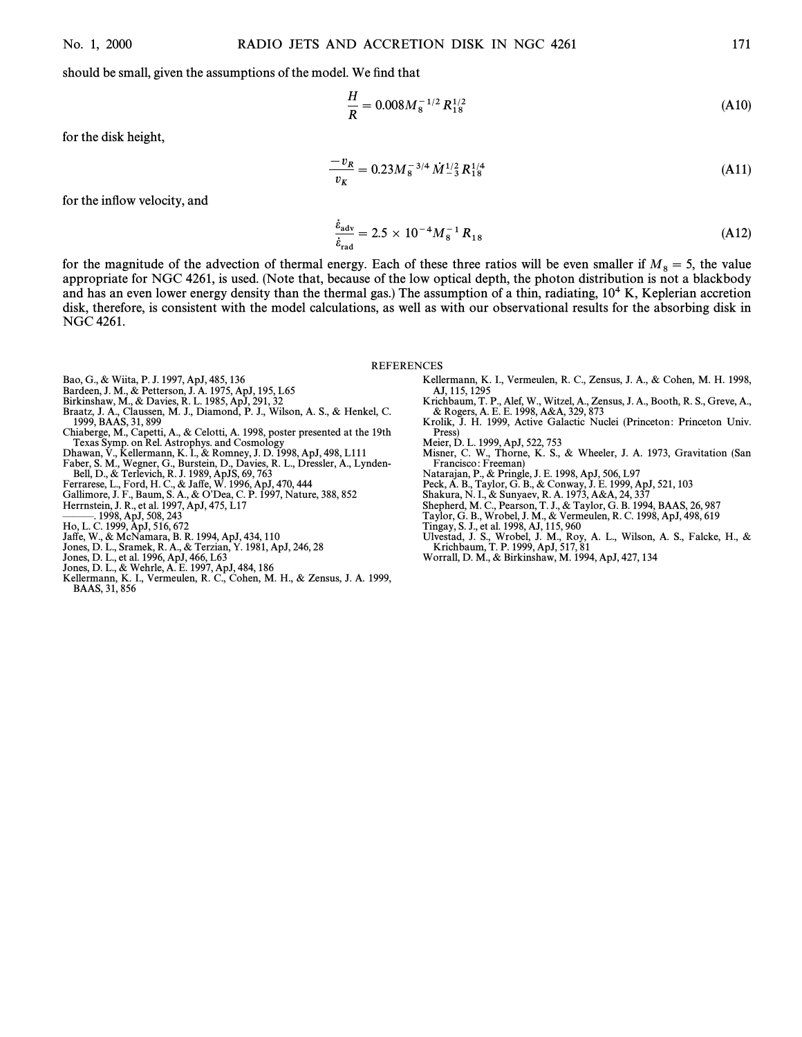should be small, given the assumptions of the model. We find that

$$\frac{H}{R} = 0.008 M_8^{-1/2} R_{18}^{1/2} \tag{A10}$$

for the disk height,

$$\frac{-v_R}{v_K} = 0.23 M_8^{-3/4} \dot{M}_{-3}^{1/2} R_{18}^{1/4} \tag{A11}$$

for the inflow velocity, and

$$\frac{\dot{\varepsilon}_{\rm adv}}{\dot{\varepsilon}_{\rm rad}} = 2.5 \times 10^{-4} M_8^{-1} R_{18} \tag{A12}$$

for the magnitude of the advection of thermal energy. Each of these three ratios will be even smaller if $M_8 = 5$, the value appropriate for NGC 4261, is used. (Note that, because of the low optical depth, the photon distribution is not a blackbody and has an even lower energy density than the thermal gas.) The assumption of a thin, radiating, $10^4$ K, Keplerian accretion disk, therefore, is consistent with the model calculations, as well as with our observational results for the absorbing disk in NGC 4261.

## REFERENCES

Bao, G., & Wiita, P. J. 1997, ApJ, 485, 136
Bardeen, J. M., & Petterson, J. A. 1975, ApJ, 195, L65
Birkinshaw, M., & Davies, R. L. 1985, ApJ, 291, 32
Braatz, J. A., Claussen, M. J., Diamond, P. J., Wilson, A. S., & Henkel, C. 1999, BAAS, 31, 899
Chiaberge, M., Capetti, A., & Celotti, A. 1998, poster presented at the 19th Texas Symp. on Rel. Astrophys. and Cosmology
Dhawan, V., Kellermann, K. I., & Romney, J. D. 1998, ApJ, 498, L111
Faber, S. M., Wegner, G., Burstein, D., Davies, R. L., Dressler, A., Lynden-Bell, D., & Terlevich, R. J. 1989, ApJS, 69, 763
Ferrarese, L., Ford, H. C., & Jaffe, W. 1996, ApJ, 470, 444
Gallimore, J. F., Baum, S. A., & O'Dea, C. P. 1997, Nature, 388, 852
Herrnstein, J. R., et al. 1997, ApJ, 475, L17
———. 1998, ApJ, 508, 243
Ho, L. C. 1999, ApJ, 516, 672
Jaffe, W., & McNamara, B. R. 1994, ApJ, 434, 110
Jones, D. L., Sramek, R. A., & Terzian, Y. 1981, ApJ, 246, 28
Jones, D. L., et al. 1996, ApJ, 466, L63
Jones, D. L., & Wehrle, A. E. 1997, ApJ, 484, 186
Kellermann, K. I., Vermeulen, R. C., Cohen, M. H., & Zensus, J. A. 1999, BAAS, 31, 856
Kellermann, K. I., Vermeulen, R. C., Zensus, J. A., & Cohen, M. H. 1998, AJ, 115, 1295
Krichbaum, T. P., Alef, W., Witzel, A., Zensus, J. A., Booth, R. S., Greve, A., & Rogers, A. E. E. 1998, A&A, 329, 873
Krolik, J. H. 1999, Active Galactic Nuclei (Princeton: Princeton Univ. Press)
Meier, D. L. 1999, ApJ, 522, 753
Misner, C. W., Thorne, K. S., & Wheeler, J. A. 1973, Gravitation (San Francisco: Freeman)
Natarajan, P., & Pringle, J. E. 1998, ApJ, 506, L97
Peck, A. B., Taylor, G. B., & Conway, J. E. 1999, ApJ, 521, 103
Shakura, N. I., & Sunyaev, R. A. 1973, A&A, 24, 337
Shepherd, M. C., Pearson, T. J., & Taylor, G. B. 1994, BAAS, 26, 987
Taylor, G. B., Wrobel, J. M., & Vermeulen, R. C. 1998, ApJ, 498, 619
Tingay, S. J., et al. 1998, AJ, 115, 960
Ulvestad, J. S., Wrobel, J. M., Roy, A. L., Wilson, A. S., Falcke, H., & Krichbaum, T. P. 1999, ApJ, 517, 81
Worrall, D. M., & Birkinshaw, M. 1994, ApJ, 427, 134